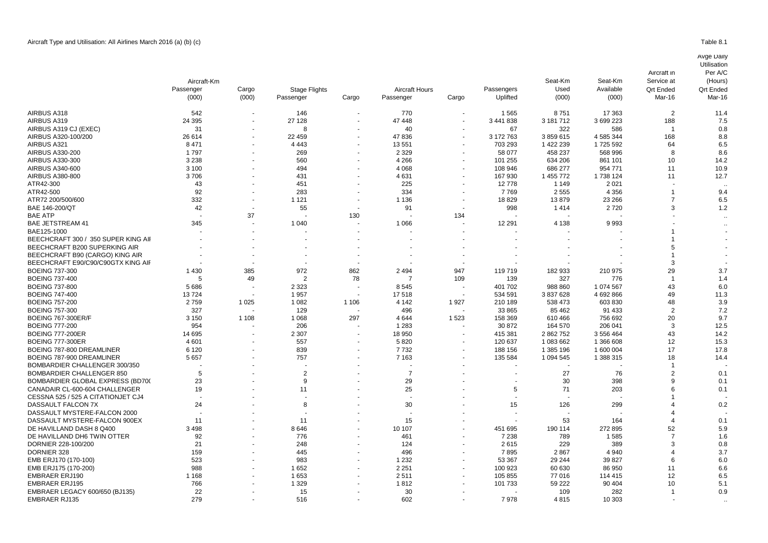Aircraft Type and Utilisation: All Airlines March 2016 (a) (b) (c)

Table 8.1

| | Aircraft-Km | | Stage Flights | | Aircraft Hours | | Passengers | Seat-Km | Seat-Km | Aircraft in | Avge Daily Utilisation |
|---|---|---|---|---|---|---|---|---|---|---|---|
| | Passenger | Cargo | Passenger | Cargo | Passenger | Cargo | Uplifted | Used | Available | Service at | Per A/C (Hours) |
| | (000) | (000) | | | | | | (000) | (000) | Qrt Ended Mar-16 | Qrt Ended Mar-16 |
| AIRBUS A318 | 542 | - | 146 | - | 770 | - | 1 565 | 8 751 | 17 363 | 2 | 11.4 |
| AIRBUS A319 | 24 395 | - | 27 128 | - | 47 448 | - | 3 441 838 | 3 181 712 | 3 699 223 | 188 | 7.5 |
| AIRBUS A319 CJ (EXEC) | 31 | - | 8 | - | 40 | - | 67 | 322 | 586 | 1 | 0.8 |
| AIRBUS A320-100/200 | 26 614 | - | 22 459 | - | 47 836 | - | 3 172 763 | 3 859 615 | 4 585 344 | 168 | 8.8 |
| AIRBUS A321 | 8 471 | - | 4 443 | - | 13 551 | - | 703 293 | 1 422 239 | 1 725 592 | 64 | 6.5 |
| AIRBUS A330-200 | 1 797 | - | 269 | - | 2 329 | - | 58 077 | 458 237 | 568 996 | 8 | 8.6 |
| AIRBUS A330-300 | 3 238 | - | 560 | - | 4 266 | - | 101 255 | 634 206 | 861 101 | 10 | 14.2 |
| AIRBUS A340-600 | 3 100 | - | 494 | - | 4 068 | - | 108 946 | 686 277 | 954 771 | 11 | 10.9 |
| AIRBUS A380-800 | 3 706 | - | 431 | - | 4 631 | - | 167 930 | 1 455 772 | 1 738 124 | 11 | 12.7 |
| ATR42-300 | 43 | - | 451 | - | 225 | - | 12 778 | 1 149 | 2 021 | - | .. |
| ATR42-500 | 92 | - | 283 | - | 334 | - | 7 769 | 2 555 | 4 356 | 1 | 9.4 |
| ATR72 200/500/600 | 332 | - | 1 121 | - | 1 136 | - | 18 829 | 13 879 | 23 266 | 7 | 6.5 |
| BAE 146-200/QT | 42 | - | 55 | - | 91 | - | 998 | 1 414 | 2 720 | 3 | 1.2 |
| BAE ATP | - | 37 | - | 130 | - | 134 | - | - | - | - | .. |
| BAE JETSTREAM 41 | 345 | - | 1 040 | - | 1 066 | - | 12 291 | 4 138 | 9 993 | - | .. |
| BAE125-1000 | - | - | - | - | - | - | - | - | - | 1 | - |
| BEECHCRAFT 300 / 350 SUPER KING AII | - | - | - | - | - | - | - | - | - | 1 | - |
| BEECHCRAFT B200 SUPERKING AIR | - | - | - | - | - | - | - | - | - | 5 | - |
| BEECHCRAFT B90 (CARGO) KING AIR | - | - | - | - | - | - | - | - | - | 1 | - |
| BEECHCRAFT E90/C90/C90GTX KING AIF | - | - | - | - | - | - | - | - | - | 3 | - |
| BOEING 737-300 | 1 430 | 385 | 972 | 862 | 2 494 | 947 | 119 719 | 182 933 | 210 975 | 29 | 3.7 |
| BOEING 737-400 | 5 | 49 | 2 | 78 | 7 | 109 | 139 | 327 | 776 | 1 | 1.4 |
| BOEING 737-800 | 5 686 | - | 2 323 | - | 8 545 | - | 401 702 | 988 860 | 1 074 567 | 43 | 6.0 |
| BOEING 747-400 | 13 724 | - | 1 957 | - | 17 518 | - | 534 591 | 3 837 628 | 4 692 866 | 49 | 11.3 |
| BOEING 757-200 | 2 759 | 1 025 | 1 082 | 1 106 | 4 142 | 1 927 | 210 189 | 538 473 | 603 830 | 48 | 3.9 |
| BOEING 757-300 | 327 | - | 129 | - | 496 | - | 33 865 | 85 462 | 91 433 | 2 | 7.2 |
| BOEING 767-300ER/F | 3 150 | 1 108 | 1 068 | 297 | 4 644 | 1 523 | 158 369 | 610 466 | 756 692 | 20 | 9.7 |
| BOEING 777-200 | 954 | - | 206 | - | 1 283 | - | 30 872 | 164 570 | 206 041 | 3 | 12.5 |
| BOEING 777-200ER | 14 695 | - | 2 307 | - | 18 950 | - | 415 381 | 2 862 752 | 3 556 464 | 43 | 14.2 |
| BOEING 777-300ER | 4 601 | - | 557 | - | 5 820 | - | 120 637 | 1 083 662 | 1 366 608 | 12 | 15.3 |
| BOEING 787-800 DREAMLINER | 6 120 | - | 839 | - | 7 732 | - | 188 156 | 1 385 196 | 1 600 004 | 17 | 17.8 |
| BOEING 787-900 DREAMLINER | 5 657 | - | 757 | - | 7 163 | - | 135 584 | 1 094 545 | 1 388 315 | 18 | 14.4 |
| BOMBARDIER CHALLENGER 300/350 | - | - | - | - | - | - | - | - | - | 1 | - |
| BOMBARDIER CHALLENGER 850 | 5 | - | 2 | - | 7 | - | - | 27 | 76 | 2 | 0.1 |
| BOMBARDIER GLOBAL EXPRESS (BD70( | 23 | - | 9 | - | 29 | - | - | 30 | 398 | 9 | 0.1 |
| CANADAIR CL-600-604 CHALLENGER | 19 | - | 11 | - | 25 | - | 5 | 71 | 203 | 6 | 0.1 |
| CESSNA 525 / 525 A CITATIONJET CJ4 | - | - | - | - | - | - | - | - | - | 1 | - |
| DASSAULT FALCON 7X | 24 | - | 8 | - | 30 | - | 15 | 126 | 299 | 4 | 0.2 |
| DASSAULT MYSTERE-FALCON 2000 | - | - | - | - | - | - | - | - | - | 4 | - |
| DASSAULT MYSTERE-FALCON 900EX | 11 | - | 11 | - | 15 | - | - | 53 | 164 | 4 | 0.1 |
| DE HAVILLAND DASH 8 Q400 | 3 498 | - | 8 646 | - | 10 107 | - | 451 695 | 190 114 | 272 895 | 52 | 5.9 |
| DE HAVILLAND DH6 TWIN OTTER | 92 | - | 776 | - | 461 | - | 7 238 | 789 | 1 585 | 7 | 1.6 |
| DORNIER 228-100/200 | 21 | - | 248 | - | 124 | - | 2 615 | 229 | 389 | 3 | 0.8 |
| DORNIER 328 | 159 | - | 445 | - | 496 | - | 7 895 | 2 867 | 4 940 | 4 | 3.7 |
| EMB ERJ170 (170-100) | 523 | - | 983 | - | 1 232 | - | 53 367 | 29 244 | 39 827 | 6 | 6.0 |
| EMB ERJ175 (170-200) | 988 | - | 1 652 | - | 2 251 | - | 100 923 | 60 630 | 86 950 | 11 | 6.6 |
| EMBRAER ERJ190 | 1 168 | - | 1 653 | - | 2 511 | - | 105 855 | 77 016 | 114 415 | 12 | 6.5 |
| EMBRAER ERJ195 | 766 | - | 1 329 | - | 1 812 | - | 101 733 | 59 222 | 90 404 | 10 | 5.1 |
| EMBRAER LEGACY 600/650 (BJ135) | 22 | - | 15 | - | 30 | - | - | 109 | 282 | 1 | 0.9 |
| EMBRAER RJ135 | 279 | - | 516 | - | 602 | - | 7 978 | 4 815 | 10 303 | - | .. |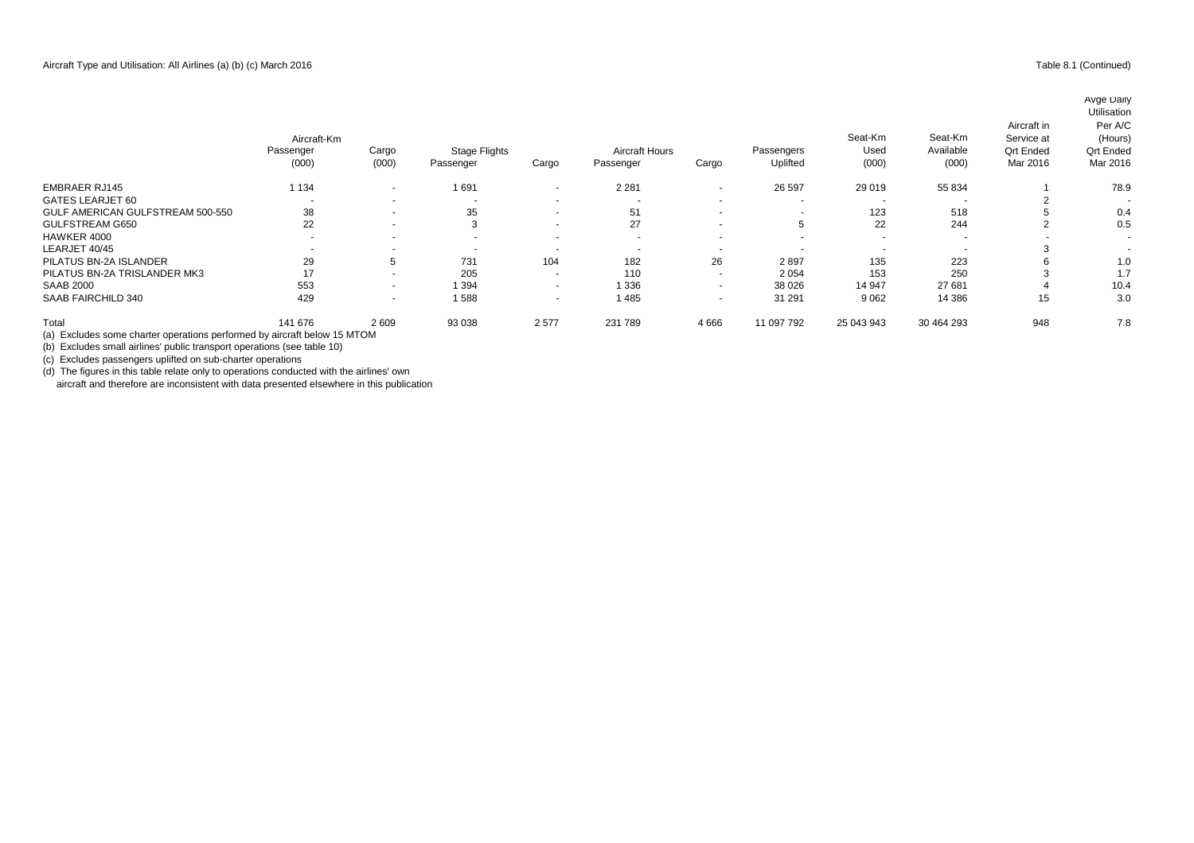Aircraft Type and Utilisation: All Airlines (a) (b) (c) March 2016

Table 8.1 (Continued)

| | Aircraft-Km Passenger (000) | Cargo (000) | Stage Flights Passenger | Cargo | Aircraft Hours Passenger | Cargo | Passengers Uplifted | Seat-Km Used (000) | Seat-Km Available (000) | Aircraft in Service at Qrt Ended Mar 2016 | Avge Daily Utilisation Per A/C (Hours) Qrt Ended Mar 2016 |
|---|---|---|---|---|---|---|---|---|---|---|---|
| EMBRAER RJ145 | 1 134 | - | 1 691 | - | 2 281 | - | 26 597 | 29 019 | 55 834 | 1 | 78.9 |
| GATES LEARJET 60 | - | - | - | - | - | - | - | - | - | 2 | - |
| GULF AMERICAN GULFSTREAM 500-550 | 38 | - | 35 | - | 51 | - | - | 123 | 518 | 5 | 0.4 |
| GULFSTREAM G650 | 22 | - | 3 | - | 27 | - | 5 | 22 | 244 | 2 | 0.5 |
| HAWKER 4000 | - | - | - | - | - | - | - | - | - | - | - |
| LEARJET 40/45 | - | - | - | - | - | - | - | - | - | 3 | - |
| PILATUS BN-2A ISLANDER | 29 | 5 | 731 | 104 | 182 | 26 | 2 897 | 135 | 223 | 6 | 1.0 |
| PILATUS BN-2A TRISLANDER MK3 | 17 | - | 205 | - | 110 | - | 2 054 | 153 | 250 | 3 | 1.7 |
| SAAB 2000 | 553 | - | 1 394 | - | 1 336 | - | 38 026 | 14 947 | 27 681 | 4 | 10.4 |
| SAAB FAIRCHILD 340 | 429 | - | 1 588 | - | 1 485 | - | 31 291 | 9 062 | 14 386 | 15 | 3.0 |
| Total | 141 676 | 2 609 | 93 038 | 2 577 | 231 789 | 4 666 | 11 097 792 | 25 043 943 | 30 464 293 | 948 | 7.8 |

(a) Excludes some charter operations performed by aircraft below 15 MTOM
(b) Excludes small airlines' public transport operations (see table 10)
(c) Excludes passengers uplifted on sub-charter operations
(d) The figures in this table relate only to operations conducted with the airlines' own aircraft and therefore are inconsistent with data presented elsewhere in this publication